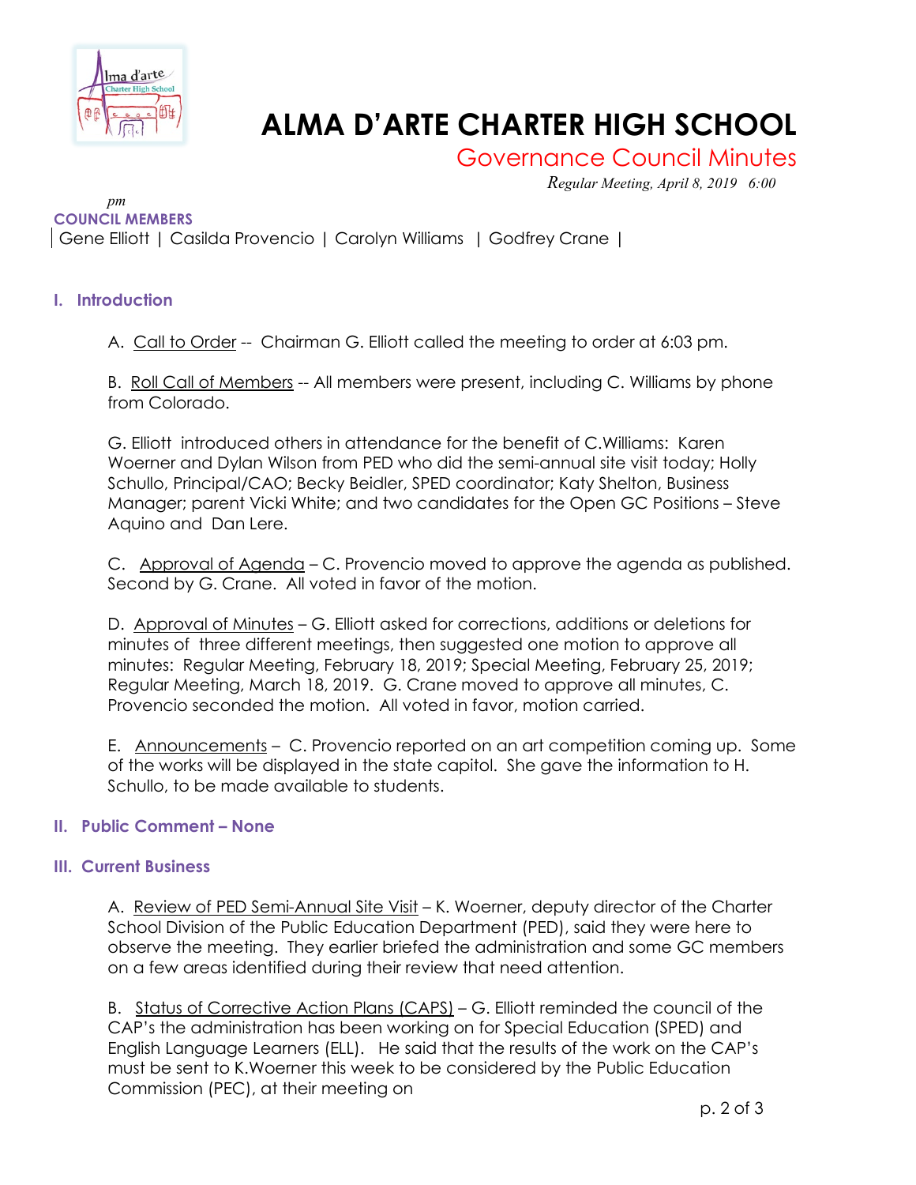# ALMA D'ARTE CHARTER HIGH SCHOOL

## Governance Council Minutes

*Regular Meeting, April 8, 2019 6:00 pm*

**COUNCIL MEMBERS**

| Gene Elliott | Casilda Provencio | Carolyn Williams | Godfrey Crane |

### I. Introduction

A. Call to Order -- Chairman G. Elliott called the meeting to order at 6:03 pm.

B. Roll Call of Members -- All members were present, including C. Williams by phone from Colorado.

G. Elliott introduced others in attendance for the benefit of C.Williams: Karen Woerner and Dylan Wilson from PED who did the semi-annual site visit today; Holly Schullo, Principal/CAO; Becky Beidler, SPED coordinator; Katy Shelton, Business Manager; parent Vicki White; and two candidates for the Open GC Positions – Steve Aquino and Dan Lere.

C. Approval of Agenda – C. Provencio moved to approve the agenda as published. Second by G. Crane. All voted in favor of the motion.

D. Approval of Minutes – G. Elliott asked for corrections, additions or deletions for minutes of three different meetings, then suggested one motion to approve all minutes: Regular Meeting, February 18, 2019; Special Meeting, February 25, 2019; Regular Meeting, March 18, 2019. G. Crane moved to approve all minutes, C. Provencio seconded the motion. All voted in favor, motion carried.

E. Announcements – C. Provencio reported on an art competition coming up. Some of the works will be displayed in the state capitol. She gave the information to H. Schullo, to be made available to students.

### II. Public Comment – None

### III. Current Business

A. Review of PED Semi-Annual Site Visit – K. Woerner, deputy director of the Charter School Division of the Public Education Department (PED), said they were here to observe the meeting. They earlier briefed the administration and some GC members on a few areas identified during their review that need attention.

B. Status of Corrective Action Plans (CAPS) – G. Elliott reminded the council of the CAP's the administration has been working on for Special Education (SPED) and English Language Learners (ELL). He said that the results of the work on the CAP's must be sent to K.Woerner this week to be considered by the Public Education Commission (PEC), at their meeting on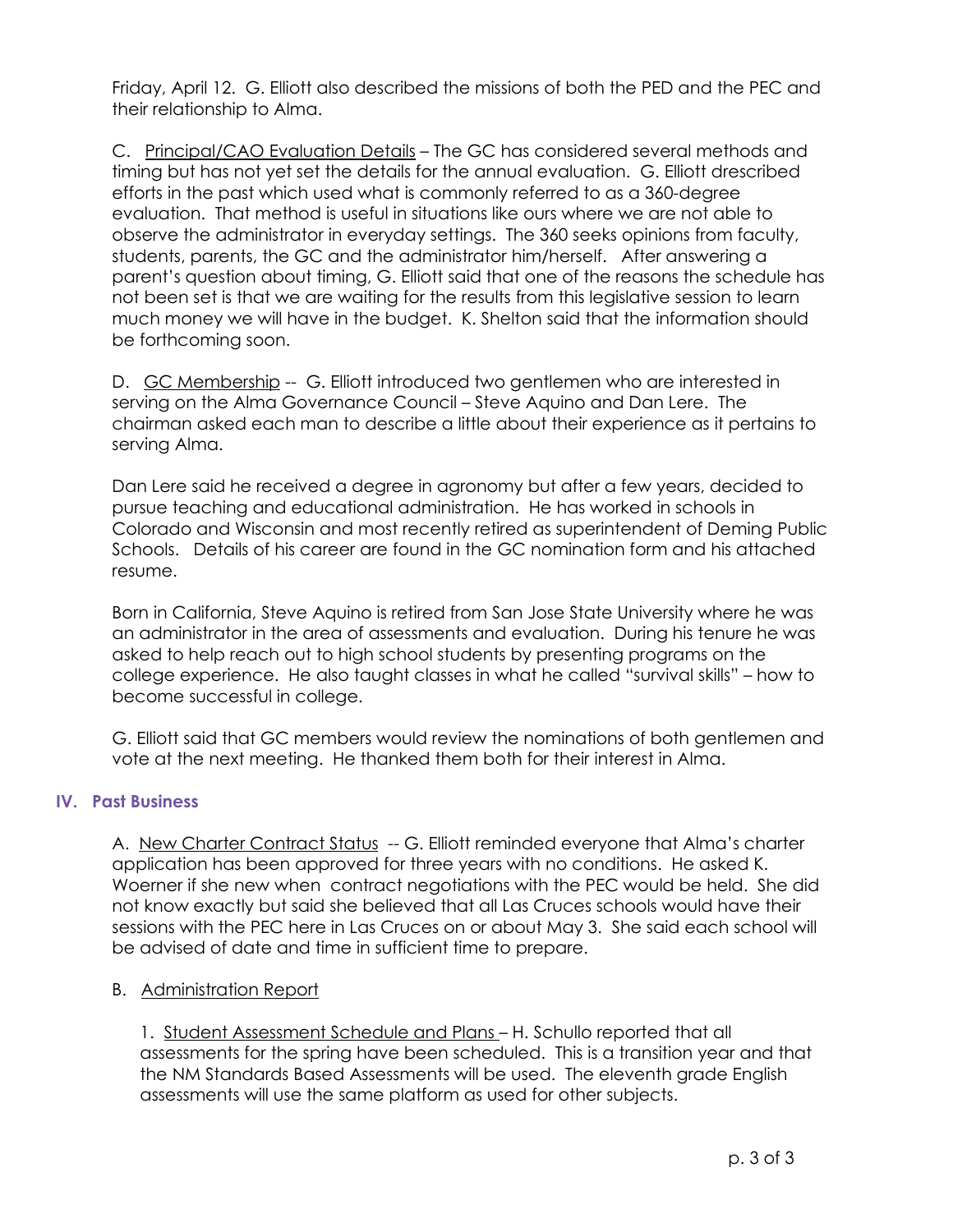Friday, April 12. G. Elliott also described the missions of both the PED and the PEC and their relationship to Alma.

C. Principal/CAO Evaluation Details – The GC has considered several methods and timing but has not yet set the details for the annual evaluation. G. Elliott drescribed efforts in the past which used what is commonly referred to as a 360-degree evaluation. That method is useful in situations like ours where we are not able to observe the administrator in everyday settings. The 360 seeks opinions from faculty, students, parents, the GC and the administrator him/herself. After answering a parent's question about timing, G. Elliott said that one of the reasons the schedule has not been set is that we are waiting for the results from this legislative session to learn much money we will have in the budget. K. Shelton said that the information should be forthcoming soon.

D. GC Membership -- G. Elliott introduced two gentlemen who are interested in serving on the Alma Governance Council – Steve Aquino and Dan Lere. The chairman asked each man to describe a little about their experience as it pertains to serving Alma.

Dan Lere said he received a degree in agronomy but after a few years, decided to pursue teaching and educational administration. He has worked in schools in Colorado and Wisconsin and most recently retired as superintendent of Deming Public Schools. Details of his career are found in the GC nomination form and his attached resume.

Born in California, Steve Aquino is retired from San Jose State University where he was an administrator in the area of assessments and evaluation. During his tenure he was asked to help reach out to high school students by presenting programs on the college experience. He also taught classes in what he called "survival skills" – how to become successful in college.

G. Elliott said that GC members would review the nominations of both gentlemen and vote at the next meeting. He thanked them both for their interest in Alma.

## IV. Past Business

A. New Charter Contract Status -- G. Elliott reminded everyone that Alma's charter application has been approved for three years with no conditions. He asked K. Woerner if she new when contract negotiations with the PEC would be held. She did not know exactly but said she believed that all Las Cruces schools would have their sessions with the PEC here in Las Cruces on or about May 3. She said each school will be advised of date and time in sufficient time to prepare.

B. Administration Report

1. Student Assessment Schedule and Plans – H. Schullo reported that all assessments for the spring have been scheduled. This is a transition year and that the NM Standards Based Assessments will be used. The eleventh grade English assessments will use the same platform as used for other subjects.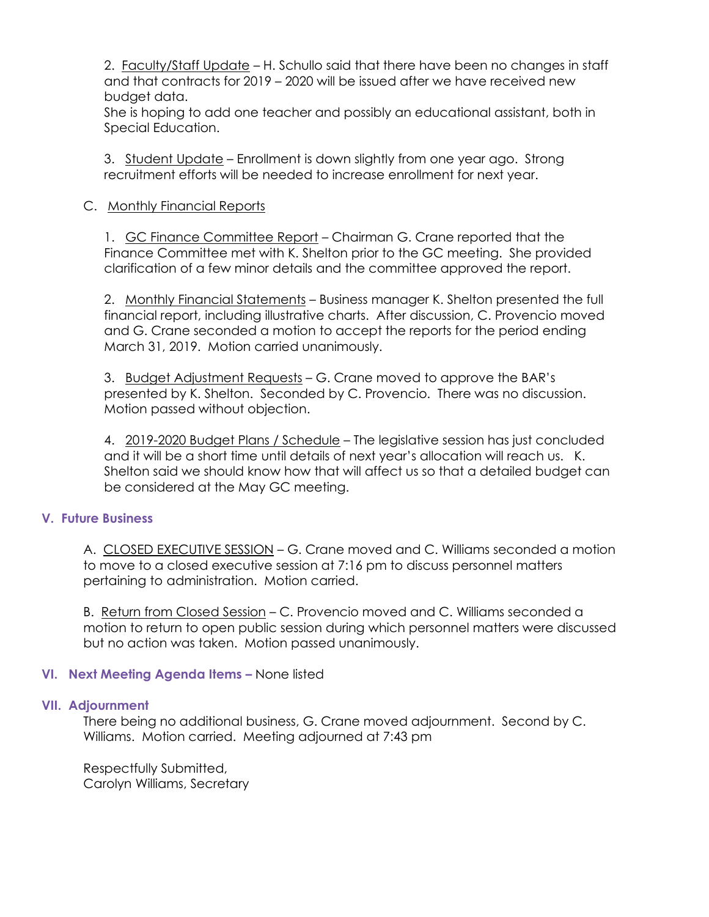2. Faculty/Staff Update – H. Schullo said that there have been no changes in staff and that contracts for 2019 – 2020 will be issued after we have received new budget data.
She is hoping to add one teacher and possibly an educational assistant, both in Special Education.

3. Student Update – Enrollment is down slightly from one year ago. Strong recruitment efforts will be needed to increase enrollment for next year.

C. Monthly Financial Reports

1. GC Finance Committee Report – Chairman G. Crane reported that the Finance Committee met with K. Shelton prior to the GC meeting. She provided clarification of a few minor details and the committee approved the report.

2. Monthly Financial Statements – Business manager K. Shelton presented the full financial report, including illustrative charts. After discussion, C. Provencio moved and G. Crane seconded a motion to accept the reports for the period ending March 31, 2019. Motion carried unanimously.

3. Budget Adjustment Requests – G. Crane moved to approve the BAR's presented by K. Shelton. Seconded by C. Provencio. There was no discussion. Motion passed without objection.

4. 2019-2020 Budget Plans / Schedule – The legislative session has just concluded and it will be a short time until details of next year's allocation will reach us. K. Shelton said we should know how that will affect us so that a detailed budget can be considered at the May GC meeting.

## V. Future Business

A. CLOSED EXECUTIVE SESSION – G. Crane moved and C. Williams seconded a motion to move to a closed executive session at 7:16 pm to discuss personnel matters pertaining to administration. Motion carried.

B. Return from Closed Session – C. Provencio moved and C. Williams seconded a motion to return to open public session during which personnel matters were discussed but no action was taken. Motion passed unanimously.

## VI. Next Meeting Agenda Items – None listed

## VII. Adjournment

There being no additional business, G. Crane moved adjournment. Second by C. Williams. Motion carried. Meeting adjourned at 7:43 pm

Respectfully Submitted,
Carolyn Williams, Secretary